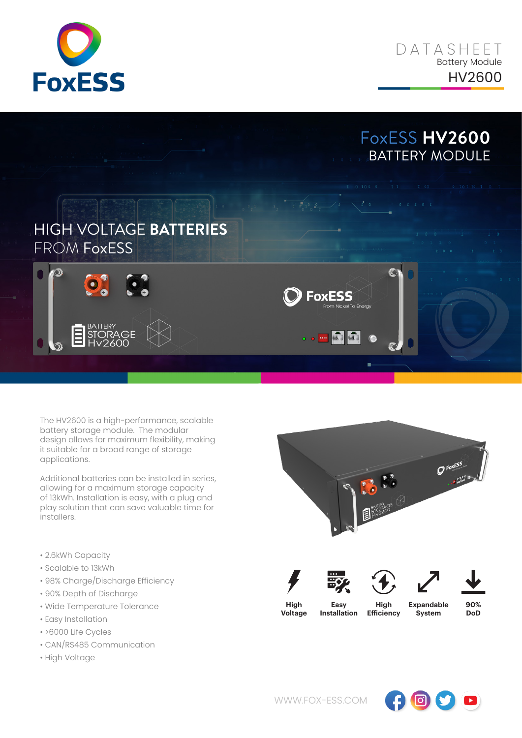# FoxESS

DATASHEET
Battery Module
HV2600

## FoxESS HV2600 BATTERY MODULE

## HIGH VOLTAGE BATTERIES FROM FoxESS

The HV2600 is a high-performance, scalable battery storage module. The modular design allows for maximum flexibility, making it suitable for a broad range of storage applications.

Additional batteries can be installed in series, allowing for a maximum storage capacity of 13kWh. Installation is easy, with a plug and play solution that can save valuable time for installers.

- 2.6kWh Capacity
- Scalable to 13kWh
- 98% Charge/Discharge Efficiency
- 90% Depth of Discharge
- Wide Temperature Tolerance
- Easy Installation
- >6000 Life Cycles
- CAN/RS485 Communication
- High Voltage

**High Voltage** | **Easy Installation** | **High Efficiency** | **Expandable System** | **90% DoD**

WWW.FOX-ESS.COM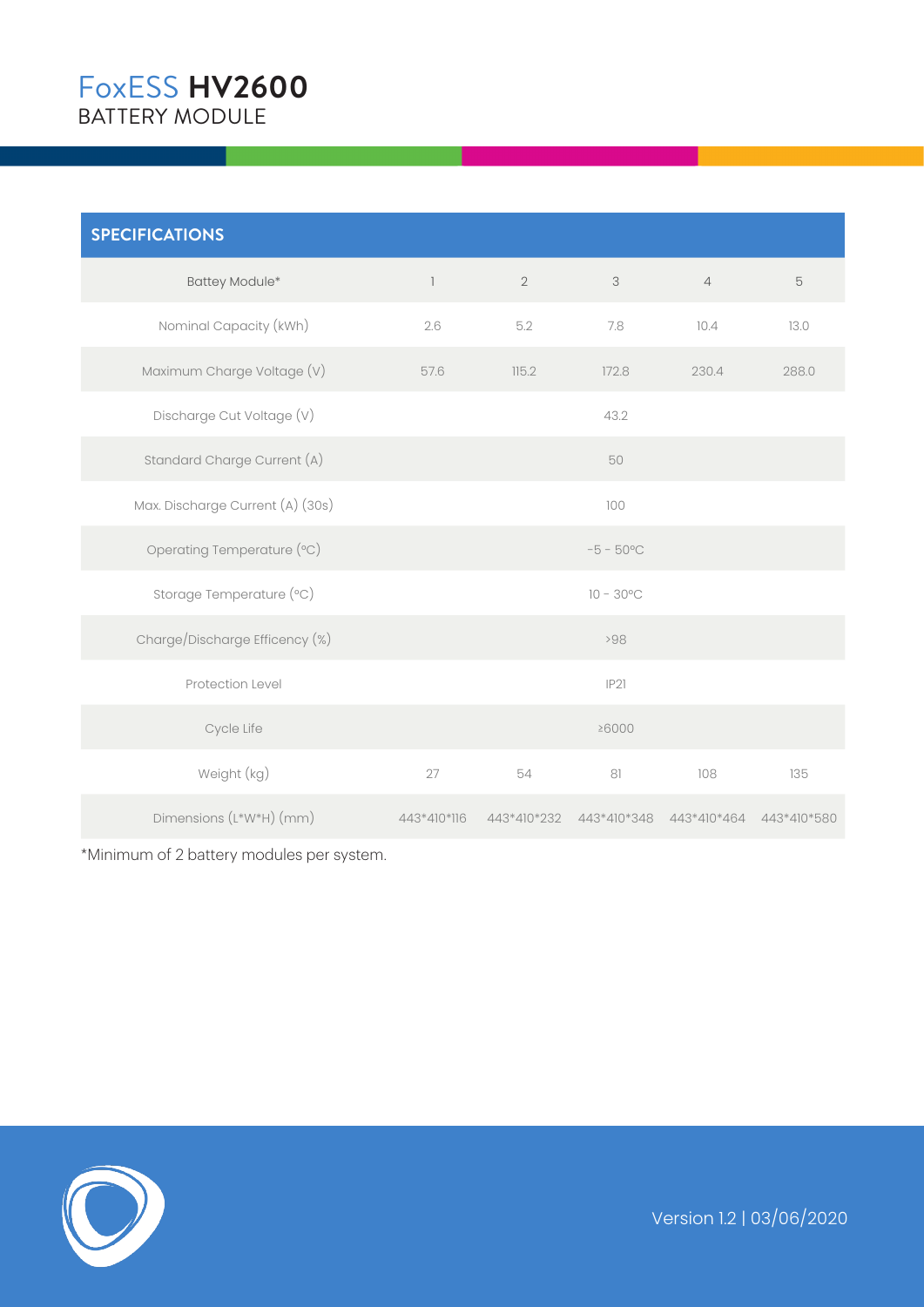# FoxESS **HV2600**
BATTERY MODULE

## SPECIFICATIONS

| Battey Module* | 1 | 2 | 3 | 4 | 5 |
|---|---|---|---|---|---|
| Nominal Capacity (kWh) | 2.6 | 5.2 | 7.8 | 10.4 | 13.0 |
| Maximum Charge Voltage (V) | 57.6 | 115.2 | 172.8 | 230.4 | 288.0 |
| Discharge Cut Voltage (V) | | | 43.2 | | |
| Standard Charge Current (A) | | | 50 | | |
| Max. Discharge Current (A) (30s) | | | 100 | | |
| Operating Temperature (ºC) | | | -5 - 50ºC | | |
| Storage Temperature (ºC) | | | 10 - 30ºC | | |
| Charge/Discharge Efficency (%) | | | >98 | | |
| Protection Level | | | IP21 | | |
| Cycle Life | | | ≥6000 | | |
| Weight (kg) | 27 | 54 | 81 | 108 | 135 |
| Dimensions (L*W*H) (mm) | 443*410*116 | 443*410*232 | 443*410*348 | 443*410*464 | 443*410*580 |

*Minimum of 2 battery modules per system.

Version 1.2 | 03/06/2020